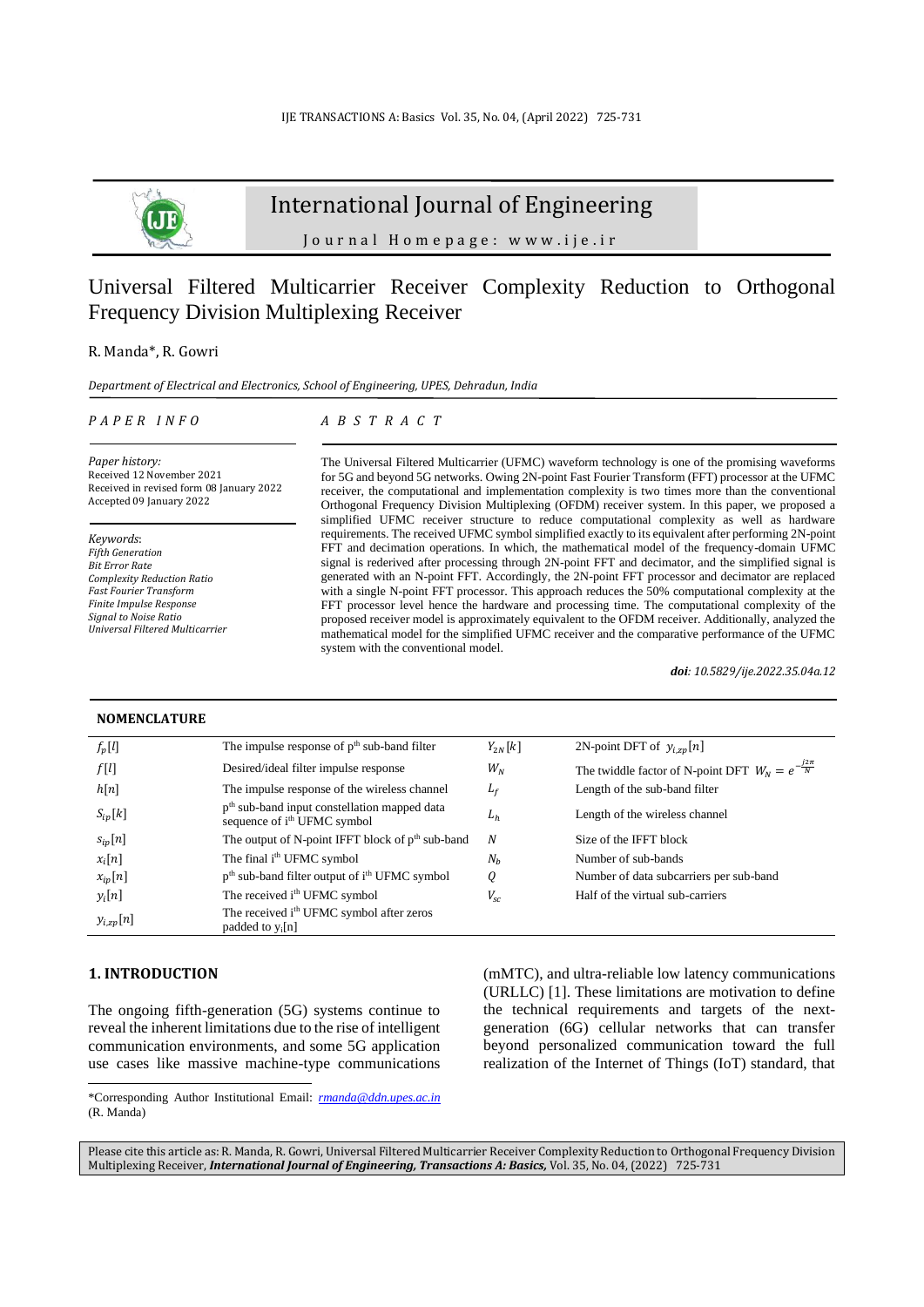# International Journal of Engineering

Journal Homepage: www.ije.ir

# Universal Filtered Multicarrier Receiver Complexity Reduction to Orthogonal Frequency Division Multiplexing Receiver

R. Manda*, R. Gowri

*Department of Electrical and Electronics, School of Engineering, UPES, Dehradun, India*

## PAPER INFO

*Paper history:*
Received 12 November 2021
Received in revised form 08 January 2022
Accepted 09 January 2022

*Keywords*:
*Fifth Generation*
*Bit Error Rate*
*Complexity Reduction Ratio*
*Fast Fourier Transform*
*Finite Impulse Response*
*Signal to Noise Ratio*
*Universal Filtered Multicarrier*

## ABSTRACT

The Universal Filtered Multicarrier (UFMC) waveform technology is one of the promising waveforms for 5G and beyond 5G networks. Owing 2N-point Fast Fourier Transform (FFT) processor at the UFMC receiver, the computational and implementation complexity is two times more than the conventional Orthogonal Frequency Division Multiplexing (OFDM) receiver system. In this paper, we proposed a simplified UFMC receiver structure to reduce computational complexity as well as hardware requirements. The received UFMC symbol simplified exactly to its equivalent after performing 2N-point FFT and decimation operations. In which, the mathematical model of the frequency-domain UFMC signal is rederived after processing through 2N-point FFT and decimator, and the simplified signal is generated with an N-point FFT. Accordingly, the 2N-point FFT processor and decimator are replaced with a single N-point FFT processor. This approach reduces the 50% computational complexity at the FFT processor level hence the hardware and processing time. The computational complexity of the proposed receiver model is approximately equivalent to the OFDM receiver. Additionally, analyzed the mathematical model for the simplified UFMC receiver and the comparative performance of the UFMC system with the conventional model.

***doi**: 10.5829/ije.2022.35.04a.12*

## NOMENCLATURE

| | | | |
|---|---|---|---|
| $f_p[l]$ | The impulse response of p[th] sub-band filter | $Y_{2N}[k]$ | 2N-point DFT of $y_{i,zp}[n]$ |
| $f[l]$ | Desired/ideal filter impulse response | $W_N$ | The twiddle factor of N-point DFT $W_N = e^{-\frac{j2\pi}{N}}$ |
| $h[n]$ | The impulse response of the wireless channel | $L_f$ | Length of the sub-band filter |
| $S_{ip}[k]$ | p[th] sub-band input constellation mapped data sequence of i[th] UFMC symbol | $L_h$ | Length of the wireless channel |
| $s_{ip}[n]$ | The output of N-point IFFT block of p[th] sub-band | $N$ | Size of the IFFT block |
| $x_i[n]$ | The final i[th] UFMC symbol | $N_b$ | Number of sub-bands |
| $x_{ip}[n]$ | p[th] sub-band filter output of i[th] UFMC symbol | $Q$ | Number of data subcarriers per sub-band |
| $y_i[n]$ | The received i[th] UFMC symbol | $V_{sc}$ | Half of the virtual sub-carriers |
| $y_{i,zp}[n]$ | The received i[th] UFMC symbol after zeros padded to $y_i[n]$ | | |

## 1. INTRODUCTION

The ongoing fifth-generation (5G) systems continue to reveal the inherent limitations due to the rise of intelligent communication environments, and some 5G application use cases like massive machine-type communications (mMTC), and ultra-reliable low latency communications (URLLC) [1]. These limitations are motivation to define the technical requirements and targets of the next-generation (6G) cellular networks that can transfer beyond personalized communication toward the full realization of the Internet of Things (IoT) standard, that

*Corresponding Author Institutional Email: rmanda@ddn.upes.ac.in (R. Manda)

Please cite this article as: R. Manda, R. Gowri, Universal Filtered Multicarrier Receiver Complexity Reduction to Orthogonal Frequency Division Multiplexing Receiver, ***International Journal of Engineering, Transactions A: Basics,*** Vol. 35, No. 04, (2022) 725-731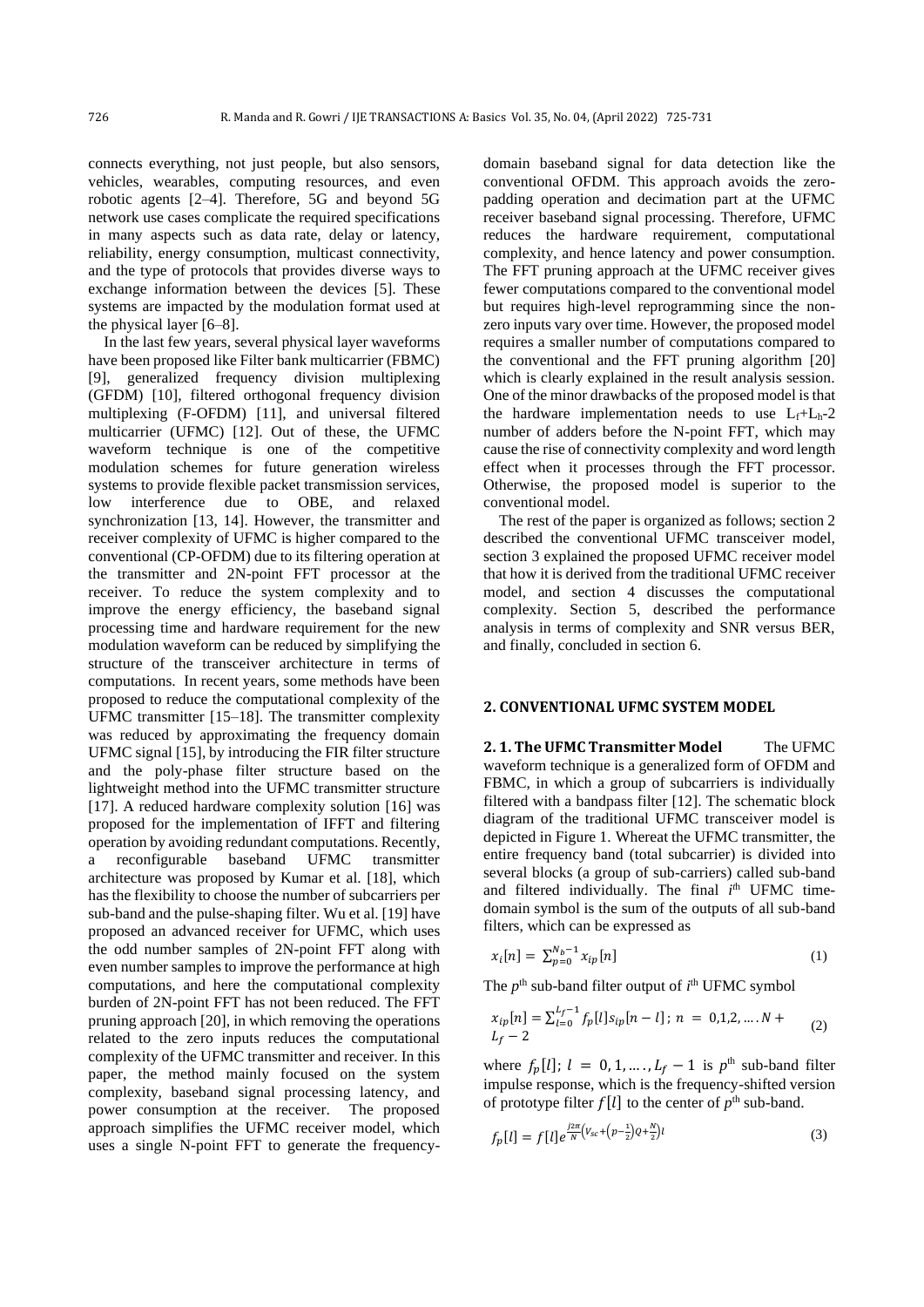connects everything, not just people, but also sensors, vehicles, wearables, computing resources, and even robotic agents [2–4]. Therefore, 5G and beyond 5G network use cases complicate the required specifications in many aspects such as data rate, delay or latency, reliability, energy consumption, multicast connectivity, and the type of protocols that provides diverse ways to exchange information between the devices [5]. These systems are impacted by the modulation format used at the physical layer [6–8].

In the last few years, several physical layer waveforms have been proposed like Filter bank multicarrier (FBMC) [9], generalized frequency division multiplexing (GFDM) [10], filtered orthogonal frequency division multiplexing (F-OFDM) [11], and universal filtered multicarrier (UFMC) [12]. Out of these, the UFMC waveform technique is one of the competitive modulation schemes for future generation wireless systems to provide flexible packet transmission services, low interference due to OBE, and relaxed synchronization [13, 14]. However, the transmitter and receiver complexity of UFMC is higher compared to the conventional (CP-OFDM) due to its filtering operation at the transmitter and 2N-point FFT processor at the receiver. To reduce the system complexity and to improve the energy efficiency, the baseband signal processing time and hardware requirement for the new modulation waveform can be reduced by simplifying the structure of the transceiver architecture in terms of computations. In recent years, some methods have been proposed to reduce the computational complexity of the UFMC transmitter [15–18]. The transmitter complexity was reduced by approximating the frequency domain UFMC signal [15], by introducing the FIR filter structure and the poly-phase filter structure based on the lightweight method into the UFMC transmitter structure [17]. A reduced hardware complexity solution [16] was proposed for the implementation of IFFT and filtering operation by avoiding redundant computations. Recently, a reconfigurable baseband UFMC transmitter architecture was proposed by Kumar et al. [18], which has the flexibility to choose the number of subcarriers per sub-band and the pulse-shaping filter. Wu et al. [19] have proposed an advanced receiver for UFMC, which uses the odd number samples of 2N-point FFT along with even number samples to improve the performance at high computations, and here the computational complexity burden of 2N-point FFT has not been reduced. The FFT pruning approach [20], in which removing the operations related to the zero inputs reduces the computational complexity of the UFMC transmitter and receiver. In this paper, the method mainly focused on the system complexity, baseband signal processing latency, and power consumption at the receiver. The proposed approach simplifies the UFMC receiver model, which uses a single N-point FFT to generate the frequency-domain baseband signal for data detection like the conventional OFDM. This approach avoids the zero-padding operation and decimation part at the UFMC receiver baseband signal processing. Therefore, UFMC reduces the hardware requirement, computational complexity, and hence latency and power consumption. The FFT pruning approach at the UFMC receiver gives fewer computations compared to the conventional model but requires high-level reprogramming since the non-zero inputs vary over time. However, the proposed model requires a smaller number of computations compared to the conventional and the FFT pruning algorithm [20] which is clearly explained in the result analysis session. One of the minor drawbacks of the proposed model is that the hardware implementation needs to use $L_f+L_h$-2 number of adders before the N-point FFT, which may cause the rise of connectivity complexity and word length effect when it processes through the FFT processor. Otherwise, the proposed model is superior to the conventional model.

The rest of the paper is organized as follows; section 2 described the conventional UFMC transceiver model, section 3 explained the proposed UFMC receiver model that how it is derived from the traditional UFMC receiver model, and section 4 discusses the computational complexity. Section 5, described the performance analysis in terms of complexity and SNR versus BER, and finally, concluded in section 6.

## 2. CONVENTIONAL UFMC SYSTEM MODEL

**2. 1. The UFMC Transmitter Model** The UFMC waveform technique is a generalized form of OFDM and FBMC, in which a group of subcarriers is individually filtered with a bandpass filter [12]. The schematic block diagram of the traditional UFMC transceiver model is depicted in Figure 1. Whereat the UFMC transmitter, the entire frequency band (total subcarrier) is divided into several blocks (a group of sub-carriers) called sub-band and filtered individually. The final $i^{\text{th}}$ UFMC time-domain symbol is the sum of the outputs of all sub-band filters, which can be expressed as

$$x_i[n] = \sum_{p=0}^{N_b-1} x_{ip}[n] \tag{1}$$

The $p^{\text{th}}$ sub-band filter output of $i^{\text{th}}$ UFMC symbol

$$x_{ip}[n] = \sum_{l=0}^{L_f-1} f_p[l] s_{ip}[n-l]\,;\; n = 0,1,2, \ldots . N + L_f - 2 \tag{2}$$

where $f_p[l];\; l = 0, 1, \ldots ., L_f - 1$ is $p^{\text{th}}$ sub-band filter impulse response, which is the frequency-shifted version of prototype filter $f[l]$ to the center of $p^{\text{th}}$ sub-band.

$$f_p[l] = f[l] e^{\frac{j2\pi}{N}\left(V_{sc} + \left(p - \frac{1}{2}\right)Q + \frac{N}{2}\right)l} \tag{3}$$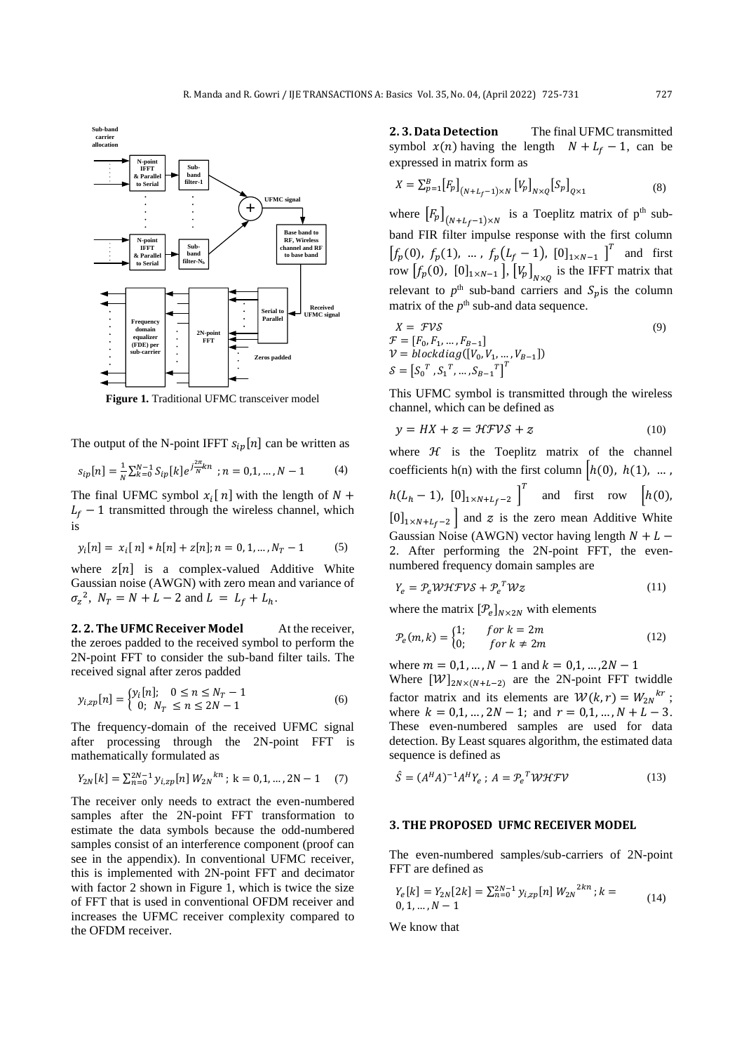Sub-band carrier allocation

N-point IFFT & Parallel to Serial

Sub-band filter-1

N-point IFFT & Parallel to Serial

Sub-band filter-$N_b$

UFMC signal

Base band to RF, Wireless channel and RF to base band

Received UFMC signal

Serial to Parallel

Zeros padded

2N-point FFT

Frequency domain equalizer (FDE) per sub-carrier

**Figure 1.** Traditional UFMC transceiver model

The output of the N-point IFFT $s_{ip}[n]$ can be written as

$$s_{ip}[n] = \frac{1}{N}\sum_{k=0}^{N-1} S_{ip}[k] e^{j\frac{2\pi}{N}kn} \;; n = 0,1,\dots, N-1 \tag{4}$$

The final UFMC symbol $x_i[n]$ with the length of $N + L_f - 1$ transmitted through the wireless channel, which is

$$y_i[n] = x_i[n] * h[n] + z[n]; n = 0,1,\dots, N_T - 1 \tag{5}$$

where $z[n]$ is a complex-valued Additive White Gaussian noise (AWGN) with zero mean and variance of $\sigma_z{}^2$, $N_T = N + L - 2$ and $L = L_f + L_h$.

**2. 2. The UFMC Receiver Model** At the receiver, the zeroes padded to the received symbol to perform the 2N-point FFT to consider the sub-band filter tails. The received signal after zeros padded

$$y_{i,zp}[n] = \begin{cases} y_i[n]; & 0 \le n \le N_T - 1 \\ 0; & N_T \le n \le 2N - 1 \end{cases} \tag{6}$$

The frequency-domain of the received UFMC signal after processing through the 2N-point FFT is mathematically formulated as

$$Y_{2N}[k] = \sum_{n=0}^{2N-1} y_{i,zp}[n]\, W_{2N}{}^{kn}\,;\ \mathrm{k} = 0,1,\dots, 2\mathrm{N}-1 \tag{7}$$

The receiver only needs to extract the even-numbered samples after the 2N-point FFT transformation to estimate the data symbols because the odd-numbered samples consist of an interference component (proof can see in the appendix). In conventional UFMC receiver, this is implemented with 2N-point FFT and decimator with factor 2 shown in Figure 1, which is twice the size of FFT that is used in conventional OFDM receiver and increases the UFMC receiver complexity compared to the OFDM receiver.

**2. 3. Data Detection** The final UFMC transmitted symbol $x(n)$ having the length $N + L_f - 1$, can be expressed in matrix form as

$$X = \sum_{p=1}^{B} [F_p]_{(N+L_f-1)\times N} [V_p]_{N\times Q} [S_p]_{Q\times 1} \tag{8}$$

where $[F_p]_{(N+L_f-1)\times N}$ is a Toeplitz matrix of p[th] sub-band FIR filter impulse response with the first column $\left[f_p(0),\ f_p(1),\ \dots,\ f_p(L_f-1),\ [0]_{1\times N-1}\right]^T$ and first row $\left[f_p(0),\ [0]_{1\times N-1}\right]$, $[V_p]_{N\times Q}$ is the IFFT matrix that relevant to $p^{th}$ sub-band carriers and $S_p$ is the column matrix of the $p^{th}$ sub-and data sequence.

$$\begin{aligned} X &= \mathcal{FVS} \\ \mathcal{F} &= [F_0, F_1, \dots, F_{B-1}] \\ \mathcal{V} &= blockdiag([V_0, V_1, \dots, V_{B-1}]) \\ \mathcal{S} &= \left[S_0{}^T, S_1{}^T, \dots, S_{B-1}{}^T\right]^T \end{aligned} \tag{9}$$

This UFMC symbol is transmitted through the wireless channel, which can be defined as

$$y = HX + z = \mathcal{HFVS} + z \tag{10}$$

where $\mathcal{H}$ is the Toeplitz matrix of the channel coefficients h(n) with the first column $\left[h(0),\ h(1),\ \dots,\ h(L_h-1),\ [0]_{1\times N+L_f-2}\right]^T$ and first row $\left[h(0),\ [0]_{1\times N+L_f-2}\right]$ and $z$ is the zero mean Additive White Gaussian Noise (AWGN) vector having length $N + L - 2$. After performing the 2N-point FFT, the even-numbered frequency domain samples are

$$Y_e = \mathcal{P}_e \mathcal{WHFVS} + \mathcal{P}_e{}^T \mathcal{W} z \tag{11}$$

where the matrix $[\mathcal{P}_e]_{N\times 2N}$ with elements

$$\mathcal{P}_e(m,k) = \begin{cases} 1; & for\ k = 2m \\ 0; & for\ k \ne 2m \end{cases} \tag{12}$$

where $m = 0,1,\dots, N-1$ and $k = 0,1,\dots, 2N-1$

Where $[\mathcal{W}]_{2N\times(N+L-2)}$ are the 2N-point FFT twiddle factor matrix and its elements are $\mathcal{W}(k,r) = W_{2N}{}^{kr}$; where $k = 0,1,\dots, 2N-1$; and $r = 0,1,\dots, N+L-3$. These even-numbered samples are used for data detection. By Least squares algorithm, the estimated data sequence is defined as

$$\hat{S} = (A^H A)^{-1} A^H Y_e\,;\ A = \mathcal{P}_e{}^T \mathcal{WHFV} \tag{13}$$

## 3. THE PROPOSED UFMC RECEIVER MODEL

The even-numbered samples/sub-carriers of 2N-point FFT are defined as

$$Y_e[k] = Y_{2N}[2k] = \sum_{n=0}^{2N-1} y_{i,zp}[n]\, W_{2N}{}^{2kn}\,; k = 0,1,\dots, N-1 \tag{14}$$

We know that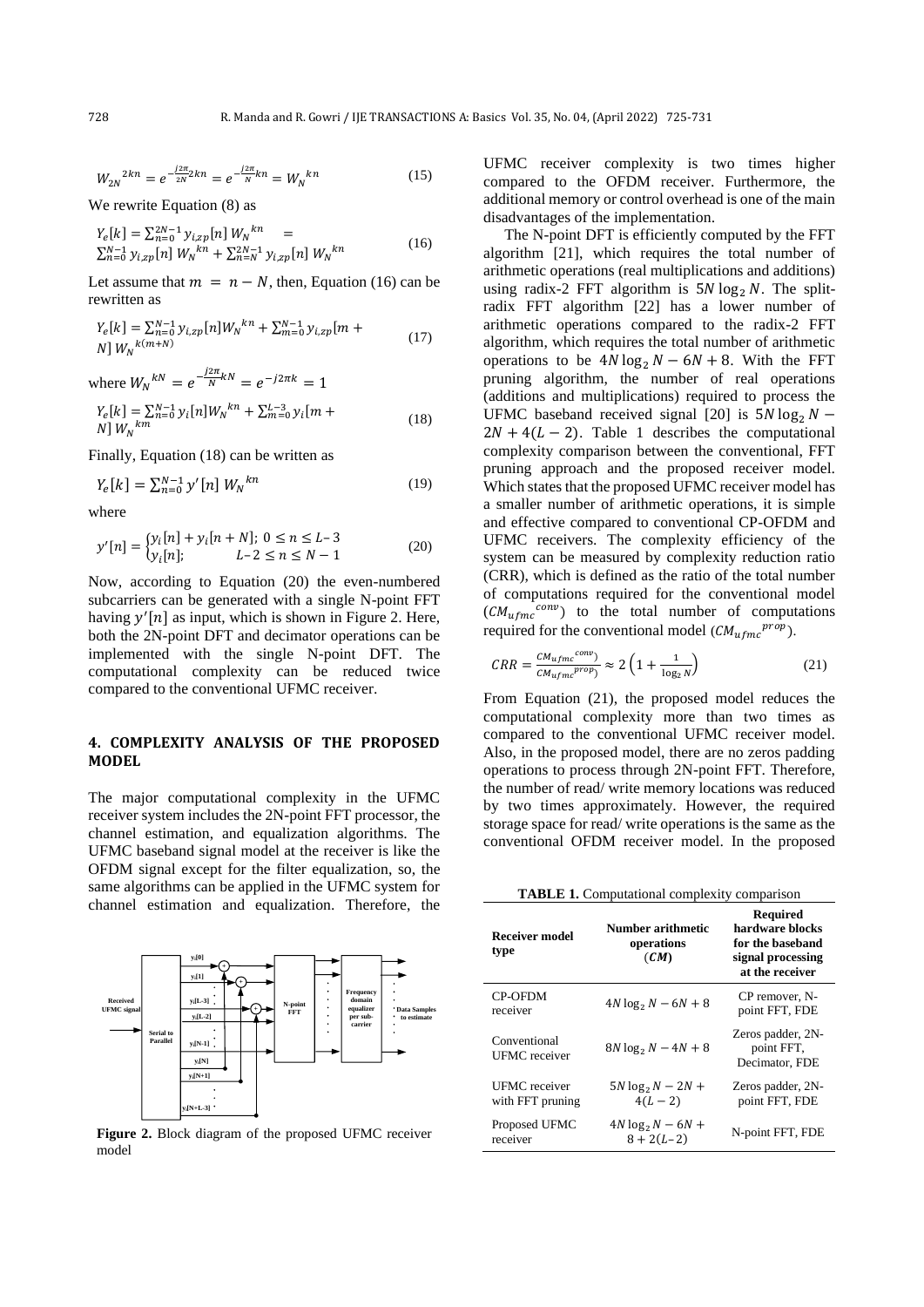$$W_{2N}{}^{2kn} = e^{-\frac{j2\pi}{2N}2kn} = e^{-\frac{j2\pi}{N}kn} = W_N{}^{kn} \tag{15}$$

We rewrite Equation (8) as

$$Y_e[k] = \sum_{n=0}^{2N-1} y_{i,zp}[n]\, W_N{}^{kn} = \sum_{n=0}^{N-1} y_{i,zp}[n]\, W_N{}^{kn} + \sum_{n=N}^{2N-1} y_{i,zp}[n]\, W_N{}^{kn} \tag{16}$$

Let assume that $m = n - N$, then, Equation (16) can be rewritten as

$$Y_e[k] = \sum_{n=0}^{N-1} y_{i,zp}[n] W_N{}^{kn} + \sum_{m=0}^{N-1} y_{i,zp}[m + N]\, W_N{}^{k(m+N)} \tag{17}$$

where $W_N{}^{kN} = e^{-\frac{j2\pi}{N}kN} = e^{-j2\pi k} = 1$

$$Y_e[k] = \sum_{n=0}^{N-1} y_i[n] W_N{}^{kn} + \sum_{m=0}^{L-3} y_i[m + N]\, W_N{}^{km} \tag{18}$$

Finally, Equation (18) can be written as

$$Y_e[k] = \sum_{n=0}^{N-1} y'[n]\, W_N{}^{kn} \tag{19}$$

where

$$y'[n] = \begin{cases} y_i[n] + y_i[n+N]; & 0 \le n \le L-3 \\ y_i[n]; & L-2 \le n \le N-1 \end{cases} \tag{20}$$

Now, according to Equation (20) the even-numbered subcarriers can be generated with a single N-point FFT having $y'[n]$ as input, which is shown in Figure 2. Here, both the 2N-point DFT and decimator operations can be implemented with the single N-point DFT. The computational complexity can be reduced twice compared to the conventional UFMC receiver.

Received UFMC signal
Serial to Parallel
$y_i[0]$
$y_i[1]$
$y_i[L-3]$
$y_i[L-2]$
$y_i[N-1]$
$y_i[N]$
$y_i[N+1]$
$y_i[N+L-3]$
N-point FFT
Frequency domain equalizer per sub-carrier
Data Samples to estimate

**Figure 2.** Block diagram of the proposed UFMC receiver model

## 4. COMPLEXITY ANALYSIS OF THE PROPOSED MODEL

The major computational complexity in the UFMC receiver system includes the 2N-point FFT processor, the channel estimation, and equalization algorithms. The UFMC baseband signal model at the receiver is like the OFDM signal except for the filter equalization, so, the same algorithms can be applied in the UFMC system for channel estimation and equalization. Therefore, the UFMC receiver complexity is two times higher compared to the OFDM receiver. Furthermore, the additional memory or control overhead is one of the main disadvantages of the implementation.

The N-point DFT is efficiently computed by the FFT algorithm [21], which requires the total number of arithmetic operations (real multiplications and additions) using radix-2 FFT algorithm is $5N \log_2 N$. The split-radix FFT algorithm [22] has a lower number of arithmetic operations compared to the radix-2 FFT algorithm, which requires the total number of arithmetic operations to be $4N \log_2 N - 6N + 8$. With the FFT pruning algorithm, the number of real operations (additions and multiplications) required to process the UFMC baseband received signal [20] is $5N \log_2 N - 2N + 4(L-2)$. Table 1 describes the computational complexity comparison between the conventional, FFT pruning approach and the proposed receiver model. Which states that the proposed UFMC receiver model has a smaller number of arithmetic operations, it is simple and effective compared to conventional CP-OFDM and UFMC receivers. The complexity efficiency of the system can be measured by complexity reduction ratio (CRR), which is defined as the ratio of the total number of computations required for the conventional model ($CM_{ufmc}{}^{conv}$) to the total number of computations required for the conventional model ($CM_{ufmc}{}^{prop}$).

$$CRR = \frac{CM_{ufmc}{}^{conv}}{CM_{ufmc}{}^{prop}} \approx 2\left(1 + \frac{1}{\log_2 N}\right) \tag{21}$$

From Equation (21), the proposed model reduces the computational complexity more than two times as compared to the conventional UFMC receiver model. Also, in the proposed model, there are no zeros padding operations to process through 2N-point FFT. Therefore, the number of read/ write memory locations was reduced by two times approximately. However, the required storage space for read/ write operations is the same as the conventional OFDM receiver model. In the proposed

**TABLE 1.** Computational complexity comparison

| Receiver model type | Number arithmetic operations ($CM$) | Required hardware blocks for the baseband signal processing at the receiver |
|---|---|---|
| CP-OFDM receiver | $4N \log_2 N - 6N + 8$ | CP remover, N-point FFT, FDE |
| Conventional UFMC receiver | $8N \log_2 N - 4N + 8$ | Zeros padder, 2N-point FFT, Decimator, FDE |
| UFMC receiver with FFT pruning | $5N \log_2 N - 2N + 4(L-2)$ | Zeros padder, 2N-point FFT, FDE |
| Proposed UFMC receiver | $4N \log_2 N - 6N + 8 + 2(L-2)$ | N-point FFT, FDE |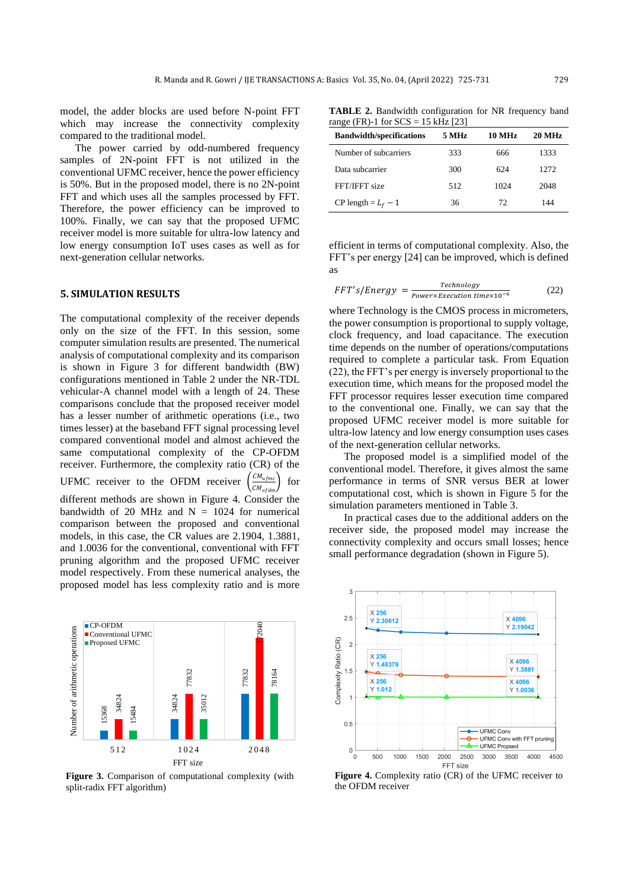model, the adder blocks are used before N-point FFT which may increase the connectivity complexity compared to the traditional model.

The power carried by odd-numbered frequency samples of 2N-point FFT is not utilized in the conventional UFMC receiver, hence the power efficiency is 50%. But in the proposed model, there is no 2N-point FFT and which uses all the samples processed by FFT. Therefore, the power efficiency can be improved to 100%. Finally, we can say that the proposed UFMC receiver model is more suitable for ultra-low latency and low energy consumption IoT uses cases as well as for next-generation cellular networks.

## 5. SIMULATION RESULTS

The computational complexity of the receiver depends only on the size of the FFT. In this session, some computer simulation results are presented. The numerical analysis of computational complexity and its comparison is shown in Figure 3 for different bandwidth (BW) configurations mentioned in Table 2 under the NR-TDL vehicular-A channel model with a length of 24. These comparisons conclude that the proposed receiver model has a lesser number of arithmetic operations (i.e., two times lesser) at the baseband FFT signal processing level compared conventional model and almost achieved the same computational complexity of the CP-OFDM receiver. Furthermore, the complexity ratio (CR) of the UFMC receiver to the OFDM receiver $\left(\frac{CM_{ufmc}}{CM_{ofdm}}\right)$ for different methods are shown in Figure 4. Consider the bandwidth of 20 MHz and N = 1024 for numerical comparison between the proposed and conventional models, in this case, the CR values are 2.1904, 1.3881, and 1.0036 for the conventional, conventional with FFT pruning algorithm and the proposed UFMC receiver model respectively. From these numerical analyses, the proposed model has less complexity ratio and is more

CP-OFDM
Conventional UFMC
Proposed UFMC
Number of arithmetic operations
15368 34824 15484
34824 77832 35012
77832 172040 78164
512 1024 2048
FFT size

**Figure 3.** Comparison of computational complexity (with split-radix FFT algorithm)

**TABLE 2.** Bandwidth configuration for NR frequency band range (FR)-1 for SCS = 15 kHz [23]

| Bandwidth/specifications | 5 MHz | 10 MHz | 20 MHz |
|---|---|---|---|
| Number of subcarriers | 333 | 666 | 1333 |
| Data subcarrier | 300 | 624 | 1272 |
| FFT/IFFT size | 512 | 1024 | 2048 |
| CP length = $L_f - 1$ | 36 | 72 | 144 |

efficient in terms of computational complexity. Also, the FFT's per energy [24] can be improved, which is defined as

$$FFT's/Energy = \frac{Technology}{Power \times Execution\ time \times 10^{-6}} \quad (22)$$

where Technology is the CMOS process in micrometers, the power consumption is proportional to supply voltage, clock frequency, and load capacitance. The execution time depends on the number of operations/computations required to complete a particular task. From Equation (22), the FFT's per energy is inversely proportional to the execution time, which means for the proposed model the FFT processor requires lesser execution time compared to the conventional one. Finally, we can say that the proposed UFMC receiver model is more suitable for ultra-low latency and low energy consumption uses cases of the next-generation cellular networks.

The proposed model is a simplified model of the conventional model. Therefore, it gives almost the same performance in terms of SNR versus BER at lower computational cost, which is shown in Figure 5 for the simulation parameters mentioned in Table 3.

In practical cases due to the additional adders on the receiver side, the proposed model may increase the connectivity complexity and occurs small losses; hence small performance degradation (shown in Figure 5).

X 256
Y 2.30612
X 4096
Y 2.19042
X 256
Y 1.48379
X 4096
Y 1.3881
X 256
Y 1.012
X 4096
Y 1.0036
Complexity Ratio (CR)
FFT size
UFMC Conv
UFMC Conv with FFT pruning
UFMC Propsed

**Figure 4.** Complexity ratio (CR) of the UFMC receiver to the OFDM receiver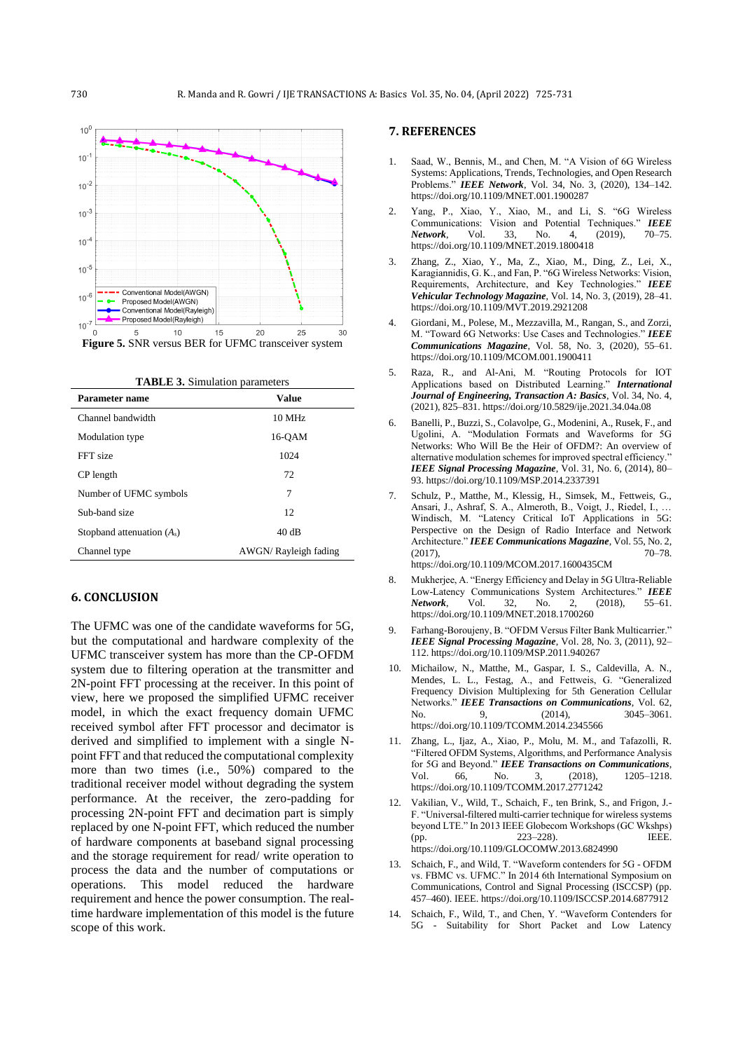$10^0$
$10^{-1}$
$10^{-2}$
$10^{-3}$
$10^{-4}$
$10^{-5}$
$10^{-6}$
$10^{-7}$
0 5 10 15 20 25 30

Conventional Model(AWGN)
Proposed Model(AWGN)
Conventional Model(Rayleigh)
Proposed Model(Rayleigh)

**Figure 5.** SNR versus BER for UFMC transceiver system

**TABLE 3.** Simulation parameters

| Parameter name | Value |
|---|---|
| Channel bandwidth | 10 MHz |
| Modulation type | 16-QAM |
| FFT size | 1024 |
| CP length | 72 |
| Number of UFMC symbols | 7 |
| Sub-band size | 12 |
| Stopband attenuation ($A_s$) | 40 dB |
| Channel type | AWGN/ Rayleigh fading |

## 6. CONCLUSION

The UFMC was one of the candidate waveforms for 5G, but the computational and hardware complexity of the UFMC transceiver system has more than the CP-OFDM system due to filtering operation at the transmitter and 2N-point FFT processing at the receiver. In this point of view, here we proposed the simplified UFMC receiver model, in which the exact frequency domain UFMC received symbol after FFT processor and decimator is derived and simplified to implement with a single N-point FFT and that reduced the computational complexity more than two times (i.e., 50%) compared to the traditional receiver model without degrading the system performance. At the receiver, the zero-padding for processing 2N-point FFT and decimation part is simply replaced by one N-point FFT, which reduced the number of hardware components at baseband signal processing and the storage requirement for read/ write operation to process the data and the number of computations or operations. This model reduced the hardware requirement and hence the power consumption. The real-time hardware implementation of this model is the future scope of this work.

## 7. REFERENCES

1. Saad, W., Bennis, M., and Chen, M. "A Vision of 6G Wireless Systems: Applications, Trends, Technologies, and Open Research Problems." ***IEEE Network***, Vol. 34, No. 3, (2020), 134–142. https://doi.org/10.1109/MNET.001.1900287
2. Yang, P., Xiao, Y., Xiao, M., and Li, S. "6G Wireless Communications: Vision and Potential Techniques." ***IEEE Network***, Vol. 33, No. 4, (2019), 70–75. https://doi.org/10.1109/MNET.2019.1800418
3. Zhang, Z., Xiao, Y., Ma, Z., Xiao, M., Ding, Z., Lei, X., Karagiannidis, G. K., and Fan, P. "6G Wireless Networks: Vision, Requirements, Architecture, and Key Technologies." ***IEEE Vehicular Technology Magazine***, Vol. 14, No. 3, (2019), 28–41. https://doi.org/10.1109/MVT.2019.2921208
4. Giordani, M., Polese, M., Mezzavilla, M., Rangan, S., and Zorzi, M. "Toward 6G Networks: Use Cases and Technologies." ***IEEE Communications Magazine***, Vol. 58, No. 3, (2020), 55–61. https://doi.org/10.1109/MCOM.001.1900411
5. Raza, R., and Al-Ani, M. "Routing Protocols for IOT Applications based on Distributed Learning." ***International Journal of Engineering, Transaction A: Basics***, Vol. 34, No. 4, (2021), 825–831. https://doi.org/10.5829/ije.2021.34.04a.08
6. Banelli, P., Buzzi, S., Colavolpe, G., Modenini, A., Rusek, F., and Ugolini, A. "Modulation Formats and Waveforms for 5G Networks: Who Will Be the Heir of OFDM?: An overview of alternative modulation schemes for improved spectral efficiency." ***IEEE Signal Processing Magazine***, Vol. 31, No. 6, (2014), 80–93. https://doi.org/10.1109/MSP.2014.2337391
7. Schulz, P., Matthe, M., Klessig, H., Simsek, M., Fettweis, G., Ansari, J., Ashraf, S. A., Almeroth, B., Voigt, J., Riedel, I., … Windisch, M. "Latency Critical IoT Applications in 5G: Perspective on the Design of Radio Interface and Network Architecture." ***IEEE Communications Magazine***, Vol. 55, No. 2, (2017), 70–78. https://doi.org/10.1109/MCOM.2017.1600435CM
8. Mukherjee, A. "Energy Efficiency and Delay in 5G Ultra-Reliable Low-Latency Communications System Architectures." ***IEEE Network***, Vol. 32, No. 2, (2018), 55–61. https://doi.org/10.1109/MNET.2018.1700260
9. Farhang-Boroujeny, B. "OFDM Versus Filter Bank Multicarrier." ***IEEE Signal Processing Magazine***, Vol. 28, No. 3, (2011), 92–112. https://doi.org/10.1109/MSP.2011.940267
10. Michailow, N., Matthe, M., Gaspar, I. S., Caldevilla, A. N., Mendes, L. L., Festag, A., and Fettweis, G. "Generalized Frequency Division Multiplexing for 5th Generation Cellular Networks." ***IEEE Transactions on Communications***, Vol. 62, No. 9, (2014), 3045–3061. https://doi.org/10.1109/TCOMM.2014.2345566
11. Zhang, L., Ijaz, A., Xiao, P., Molu, M. M., and Tafazolli, R. "Filtered OFDM Systems, Algorithms, and Performance Analysis for 5G and Beyond." ***IEEE Transactions on Communications***, Vol. 66, No. 3, (2018), 1205–1218. https://doi.org/10.1109/TCOMM.2017.2771242
12. Vakilian, V., Wild, T., Schaich, F., ten Brink, S., and Frigon, J.-F. "Universal-filtered multi-carrier technique for wireless systems beyond LTE." In 2013 IEEE Globecom Workshops (GC Wkshps) (pp. 223–228). IEEE. https://doi.org/10.1109/GLOCOMW.2013.6824990
13. Schaich, F., and Wild, T. "Waveform contenders for 5G - OFDM vs. FBMC vs. UFMC." In 2014 6th International Symposium on Communications, Control and Signal Processing (ISCCSP) (pp. 457–460). IEEE. https://doi.org/10.1109/ISCCSP.2014.6877912
14. Schaich, F., Wild, T., and Chen, Y. "Waveform Contenders for 5G - Suitability for Short Packet and Low Latency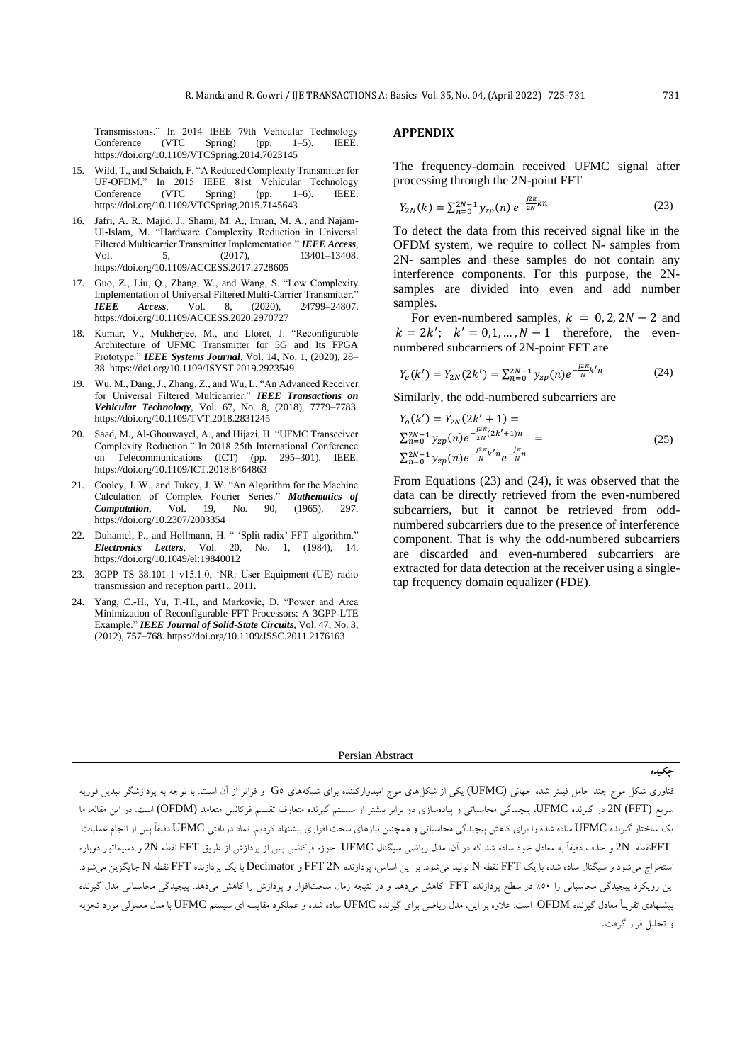Transmissions." In 2014 IEEE 79th Vehicular Technology Conference (VTC Spring) (pp. 1–5). IEEE. https://doi.org/10.1109/VTCSpring.2014.7023145

15. Wild, T., and Schaich, F. "A Reduced Complexity Transmitter for UF-OFDM." In 2015 IEEE 81st Vehicular Technology Conference (VTC Spring) (pp. 1–6). IEEE. https://doi.org/10.1109/VTCSpring.2015.7145643
16. Jafri, A. R., Majid, J., Shami, M. A., Imran, M. A., and Najam-Ul-Islam, M. "Hardware Complexity Reduction in Universal Filtered Multicarrier Transmitter Implementation." ***IEEE Access***, Vol. 5, (2017), 13401–13408. https://doi.org/10.1109/ACCESS.2017.2728605
17. Guo, Z., Liu, Q., Zhang, W., and Wang, S. "Low Complexity Implementation of Universal Filtered Multi-Carrier Transmitter." ***IEEE Access***, Vol. 8, (2020), 24799–24807. https://doi.org/10.1109/ACCESS.2020.2970727
18. Kumar, V., Mukherjee, M., and Lloret, J. "Reconfigurable Architecture of UFMC Transmitter for 5G and Its FPGA Prototype." ***IEEE Systems Journal***, Vol. 14, No. 1, (2020), 28–38. https://doi.org/10.1109/JSYST.2019.2923549
19. Wu, M., Dang, J., Zhang, Z., and Wu, L. "An Advanced Receiver for Universal Filtered Multicarrier." ***IEEE Transactions on Vehicular Technology***, Vol. 67, No. 8, (2018), 7779–7783. https://doi.org/10.1109/TVT.2018.2831245
20. Saad, M., Al-Ghouwayel, A., and Hijazi, H. "UFMC Transceiver Complexity Reduction." In 2018 25th International Conference on Telecommunications (ICT) (pp. 295–301). IEEE. https://doi.org/10.1109/ICT.2018.8464863
21. Cooley, J. W., and Tukey, J. W. "An Algorithm for the Machine Calculation of Complex Fourier Series." ***Mathematics of Computation***, Vol. 19, No. 90, (1965), 297. https://doi.org/10.2307/2003354
22. Duhamel, P., and Hollmann, H. " 'Split radix' FFT algorithm." ***Electronics Letters***, Vol. 20, No. 1, (1984), 14. https://doi.org/10.1049/el:19840012
23. 3GPP TS 38.101-1 v15.1.0, 'NR: User Equipment (UE) radio transmission and reception part1., 2011.
24. Yang, C.-H., Yu, T.-H., and Markovic, D. "Power and Area Minimization of Reconfigurable FFT Processors: A 3GPP-LTE Example." ***IEEE Journal of Solid-State Circuits***, Vol. 47, No. 3, (2012), 757–768. https://doi.org/10.1109/JSSC.2011.2176163

## APPENDIX

The frequency-domain received UFMC signal after processing through the 2N-point FFT

$$Y_{2N}(k) = \sum_{n=0}^{2N-1} y_{zp}(n)\, e^{-\frac{j2\pi}{2N}kn} \tag{23}$$

To detect the data from this received signal like in the OFDM system, we require to collect N- samples from 2N- samples and these samples do not contain any interference components. For this purpose, the 2N-samples are divided into even and add number samples.

For even-numbered samples, $k = 0, 2, 2N-2$ and $k = 2k'$; $k' = 0,1,\ldots,N-1$ therefore, the even-numbered subcarriers of 2N-point FFT are

$$Y_e(k') = Y_{2N}(2k') = \sum_{n=0}^{2N-1} y_{zp}(n) e^{-\frac{j2\pi}{N}k'n} \tag{24}$$

Similarly, the odd-numbered subcarriers are

$$\begin{aligned} Y_o(k') = Y_{2N}(2k'+1) = \\ \sum_{n=0}^{2N-1} y_{zp}(n) e^{-\frac{j2\pi}{2N}(2k'+1)n} = \\ \sum_{n=0}^{2N-1} y_{zp}(n) e^{-\frac{j2\pi}{N}k'n} e^{-\frac{j\pi}{N}n} \end{aligned} \tag{25}$$

From Equations (23) and (24), it was observed that the data can be directly retrieved from the even-numbered subcarriers, but it cannot be retrieved from odd-numbered subcarriers due to the presence of interference component. That is why the odd-numbered subcarriers are discarded and even-numbered subcarriers are extracted for data detection at the receiver using a single-tap frequency domain equalizer (FDE).

Persian Abstract

**چکیده**

فناوری شکل موج چند حامل فیلتر شده جهانی (UFMC) یکی از شکل‌های موج امیدوارکننده برای شبکه‌های G5 و فراتر از آن است. با توجه به پردازشگر تبدیل فوریه سریع (FFT) 2N در گیرنده UFMC، پیچیدگی محاسباتی و پیاده‌سازی دو برابر بیشتر از سیستم گیرنده متعارف تقسیم فرکانس متعامد (OFDM) است. در این مقاله، ما یک ساختار گیرنده UFMC ساده شده را برای کاهش پیچیدگی محاسباتی و همچنین نیازهای سخت افزاری پیشنهاد کردیم. نماد دریافتی UFMC دقیقاً پس از انجام عملیات FFTنقطه 2N و حذف دقیقاً به معادل خود ساده شد که در آن، مدل ریاضی سیگنال UFMC حوزه فرکانس پس از پردازش از طریق FFT نقطه 2N و دسیماتور دوباره استخراج می‌شود و سیگنال ساده شده با یک FFT نقطه N تولید می‌شود. بر این اساس، پردازنده FFT 2N و Decimator با یک پردازنده FFT نقطه N جایگزین می‌شود. این رویکرد پیچیدگی محاسباتی را ۵۰٪ در سطح پردازنده FFT کاهش می‌دهد و در نتیجه زمان سخت‌افزار و پردازش را کاهش می‌دهد. پیچیدگی محاسباتی مدل گیرنده پیشنهادی تقریباً معادل گیرنده OFDM است. علاوه بر این، مدل ریاضی برای گیرنده UFMC ساده شده و عملکرد مقایسه ای سیستم UFMC با مدل معمولی مورد تجزیه و تحلیل قرار گرفت.